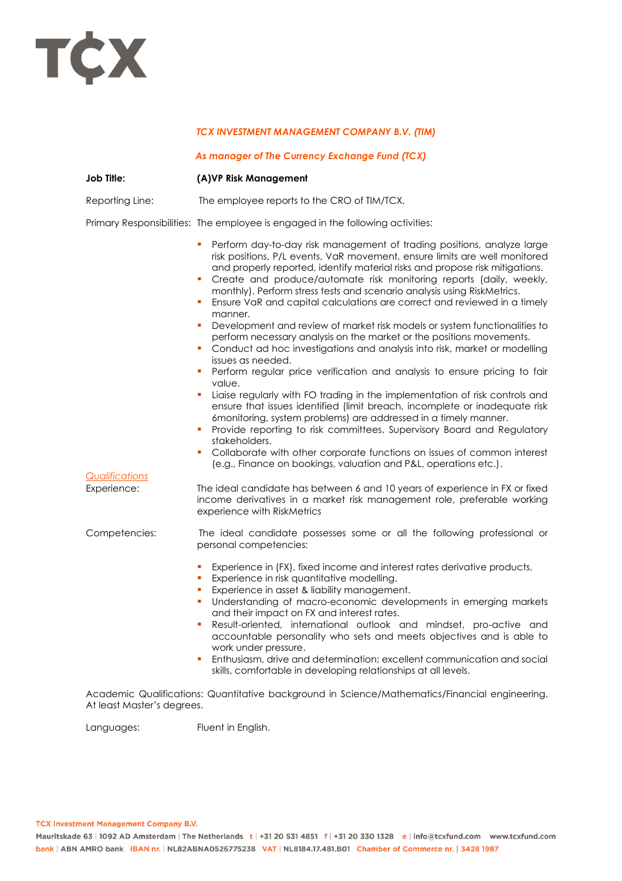**TCX**

*TCX INVESTMENT MANAGEMENT COMPANY B.V. (TIM)*

*As manager of The Currency Exchange Fund (TCX)*

**Job Title:** **(A)VP Risk Management**

Reporting Line: The employee reports to the CRO of TIM/TCX.

Primary Responsibilities: The employee is engaged in the following activities:

- Perform day-to-day risk management of trading positions, analyze large risk positions, P/L events, VaR movement, ensure limits are well monitored and properly reported, identify material risks and propose risk mitigations.
- Create and produce/automate risk monitoring reports (daily, weekly, monthly). Perform stress tests and scenario analysis using RiskMetrics.
- Ensure VaR and capital calculations are correct and reviewed in a timely manner.
- Development and review of market risk models or system functionalities to perform necessary analysis on the market or the positions movements.
- Conduct ad hoc investigations and analysis into risk, market or modelling issues as needed.
- Perform regular price verification and analysis to ensure pricing to fair value.
- Liaise regularly with FO trading in the implementation of risk controls and ensure that issues identified (limit breach, incomplete or inadequate risk 6monitoring, system problems) are addressed in a timely manner.
- Provide reporting to risk committees, Supervisory Board and Regulatory stakeholders.
- Collaborate with other corporate functions on issues of common interest (e.g., Finance on bookings, valuation and P&L, operations etc.).

*Qualifications*

Experience: The ideal candidate has between 6 and 10 years of experience in FX or fixed income derivatives in a market risk management role, preferable working experience with RiskMetrics

Competencies: The ideal candidate possesses some or all the following professional or personal competencies:

- Experience in (FX), fixed income and interest rates derivative products.
- Experience in risk quantitative modelling.
- Experience in asset & liability management.
- Understanding of macro-economic developments in emerging markets and their impact on FX and interest rates.
- Result-oriented, international outlook and mindset, pro-active and accountable personality who sets and meets objectives and is able to work under pressure.
- Enthusiasm, drive and determination; excellent communication and social skills, comfortable in developing relationships at all levels.

Academic Qualifications: Quantitative background in Science/Mathematics/Financial engineering. At least Master's degrees.

Languages: Fluent in English.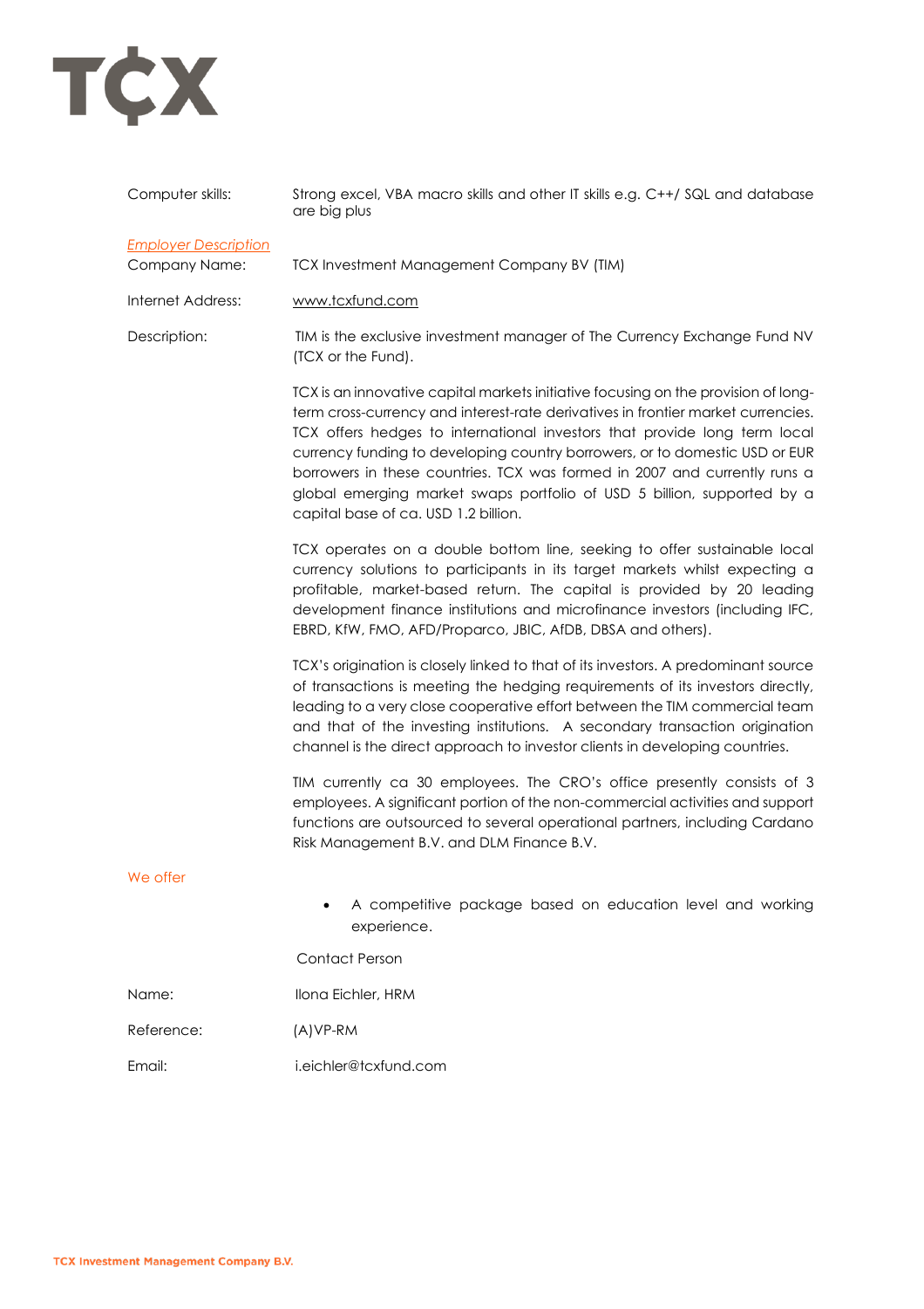Computer skills: Strong excel, VBA macro skills and other IT skills e.g. C++/ SQL and database are big plus

*Employer Description*

Company Name: TCX Investment Management Company BV (TIM)

Internet Address: www.tcxfund.com

Description: TIM is the exclusive investment manager of The Currency Exchange Fund NV (TCX or the Fund).

TCX is an innovative capital markets initiative focusing on the provision of long-term cross-currency and interest-rate derivatives in frontier market currencies. TCX offers hedges to international investors that provide long term local currency funding to developing country borrowers, or to domestic USD or EUR borrowers in these countries. TCX was formed in 2007 and currently runs a global emerging market swaps portfolio of USD 5 billion, supported by a capital base of ca. USD 1.2 billion.

TCX operates on a double bottom line, seeking to offer sustainable local currency solutions to participants in its target markets whilst expecting a profitable, market-based return. The capital is provided by 20 leading development finance institutions and microfinance investors (including IFC, EBRD, KfW, FMO, AFD/Proparco, JBIC, AfDB, DBSA and others).

TCX's origination is closely linked to that of its investors. A predominant source of transactions is meeting the hedging requirements of its investors directly, leading to a very close cooperative effort between the TIM commercial team and that of the investing institutions. A secondary transaction origination channel is the direct approach to investor clients in developing countries.

TIM currently ca 30 employees. The CRO's office presently consists of 3 employees. A significant portion of the non-commercial activities and support functions are outsourced to several operational partners, including Cardano Risk Management B.V. and DLM Finance B.V.

We offer

- A competitive package based on education level and working experience.

Contact Person

Name: Ilona Eichler, HRM

Reference: (A)VP-RM

Email: i.eichler@tcxfund.com